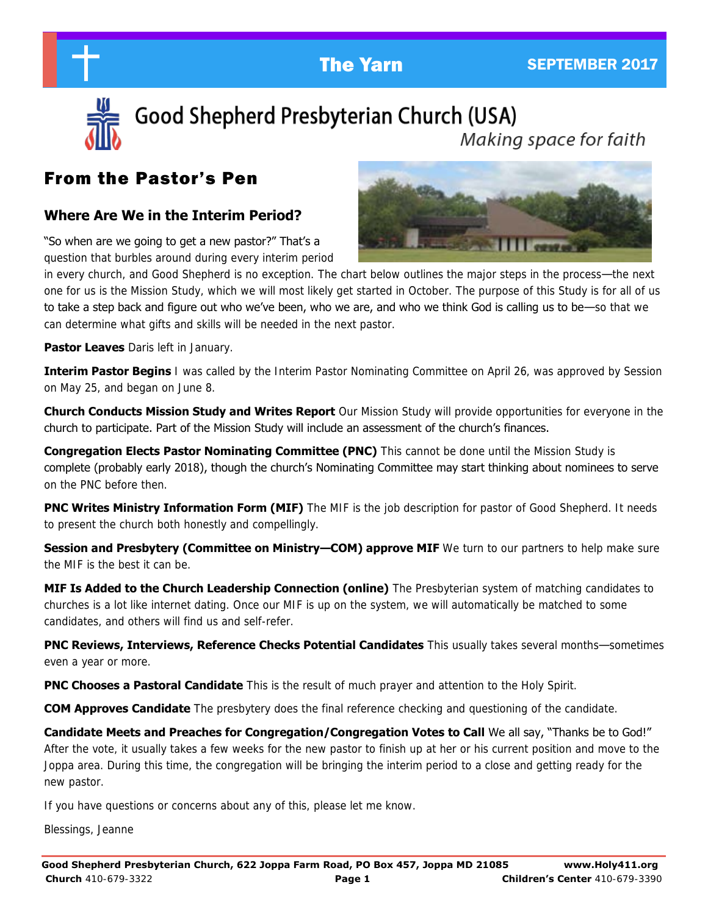# The Yarn

SEPTEMBER 2017

## Good Shepherd Presbyterian Church (USA)

*Making space for faith*

## From the Pastor's Pen

### Where Are We in the Interim Period?

"So when are we going to get a new pastor?" That's a question that burbles around during every interim period in every church, and Good Shepherd is no exception. The chart below outlines the major steps in the process—the next one for us is the Mission Study, which we will most likely get started in October. The purpose of this Study is for all of us to take a step back and figure out who we've been, who we are, and who we think God is calling us to be—so that we can determine what gifts and skills will be needed in the next pastor.

**Pastor Leaves** Daris left in January.

**Interim Pastor Begins** I was called by the Interim Pastor Nominating Committee on April 26, was approved by Session on May 25, and began on June 8.

**Church Conducts Mission Study and Writes Report** Our Mission Study will provide opportunities for everyone in the church to participate. Part of the Mission Study will include an assessment of the church's finances.

**Congregation Elects Pastor Nominating Committee (PNC)** This cannot be done until the Mission Study is complete (probably early 2018), though the church's Nominating Committee may start thinking about nominees to serve on the PNC before then.

**PNC Writes Ministry Information Form (MIF)** The MIF is the job description for pastor of Good Shepherd. It needs to present the church both honestly and compellingly.

**Session and Presbytery (Committee on Ministry—COM) approve MIF** We turn to our partners to help make sure the MIF is the best it can be.

**MIF Is Added to the Church Leadership Connection (online)** The Presbyterian system of matching candidates to churches is a lot like internet dating. Once our MIF is up on the system, we will automatically be matched to some candidates, and others will find us and self-refer.

**PNC Reviews, Interviews, Reference Checks Potential Candidates** This usually takes several months—sometimes even a year or more.

**PNC Chooses a Pastoral Candidate** This is the result of much prayer and attention to the Holy Spirit.

**COM Approves Candidate** The presbytery does the final reference checking and questioning of the candidate.

**Candidate Meets and Preaches for Congregation/Congregation Votes to Call** We all say, "Thanks be to God!" After the vote, it usually takes a few weeks for the new pastor to finish up at her or his current position and move to the Joppa area. During this time, the congregation will be bringing the interim period to a close and getting ready for the new pastor.

If you have questions or concerns about any of this, please let me know.

Blessings, Jeanne

**Good Shepherd Presbyterian Church, 622 Joppa Farm Road, PO Box 457, Joppa MD 21085** **www.Holy411.org**
**Church** 410-679-3322 **Children's Center** 410-679-3390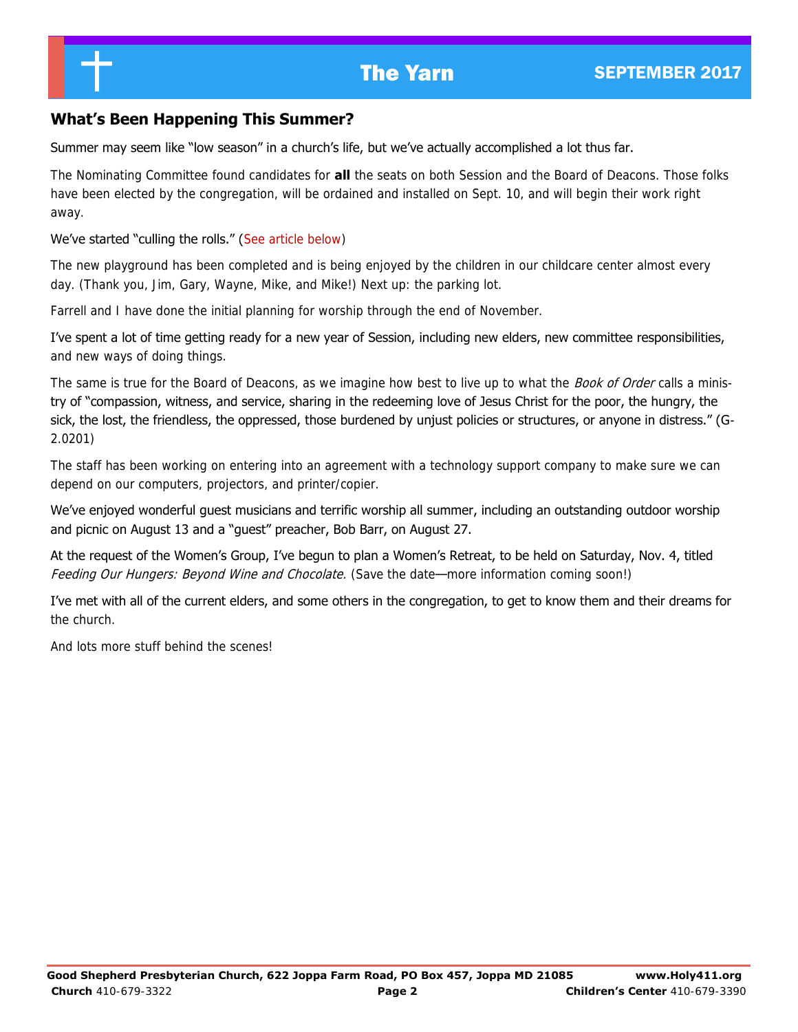## What's Been Happening This Summer?

Summer may seem like "low season" in a church's life, but we've actually accomplished a lot thus far.

The Nominating Committee found candidates for **all** the seats on both Session and the Board of Deacons. Those folks have been elected by the congregation, will be ordained and installed on Sept. 10, and will begin their work right away.

We've started "culling the rolls." (See article below)

The new playground has been completed and is being enjoyed by the children in our childcare center almost every day. (Thank you, Jim, Gary, Wayne, Mike, and Mike!) Next up: the parking lot.

Farrell and I have done the initial planning for worship through the end of November.

I've spent a lot of time getting ready for a new year of Session, including new elders, new committee responsibilities, and new ways of doing things.

The same is true for the Board of Deacons, as we imagine how best to live up to what the *Book of Order* calls a ministry of "compassion, witness, and service, sharing in the redeeming love of Jesus Christ for the poor, the hungry, the sick, the lost, the friendless, the oppressed, those burdened by unjust policies or structures, or anyone in distress." (G-2.0201)

The staff has been working on entering into an agreement with a technology support company to make sure we can depend on our computers, projectors, and printer/copier.

We've enjoyed wonderful guest musicians and terrific worship all summer, including an outstanding outdoor worship and picnic on August 13 and a "guest" preacher, Bob Barr, on August 27.

At the request of the Women's Group, I've begun to plan a Women's Retreat, to be held on Saturday, Nov. 4, titled *Feeding Our Hungers: Beyond Wine and Chocolate.* (Save the date—more information coming soon!)

I've met with all of the current elders, and some others in the congregation, to get to know them and their dreams for the church.

And lots more stuff behind the scenes!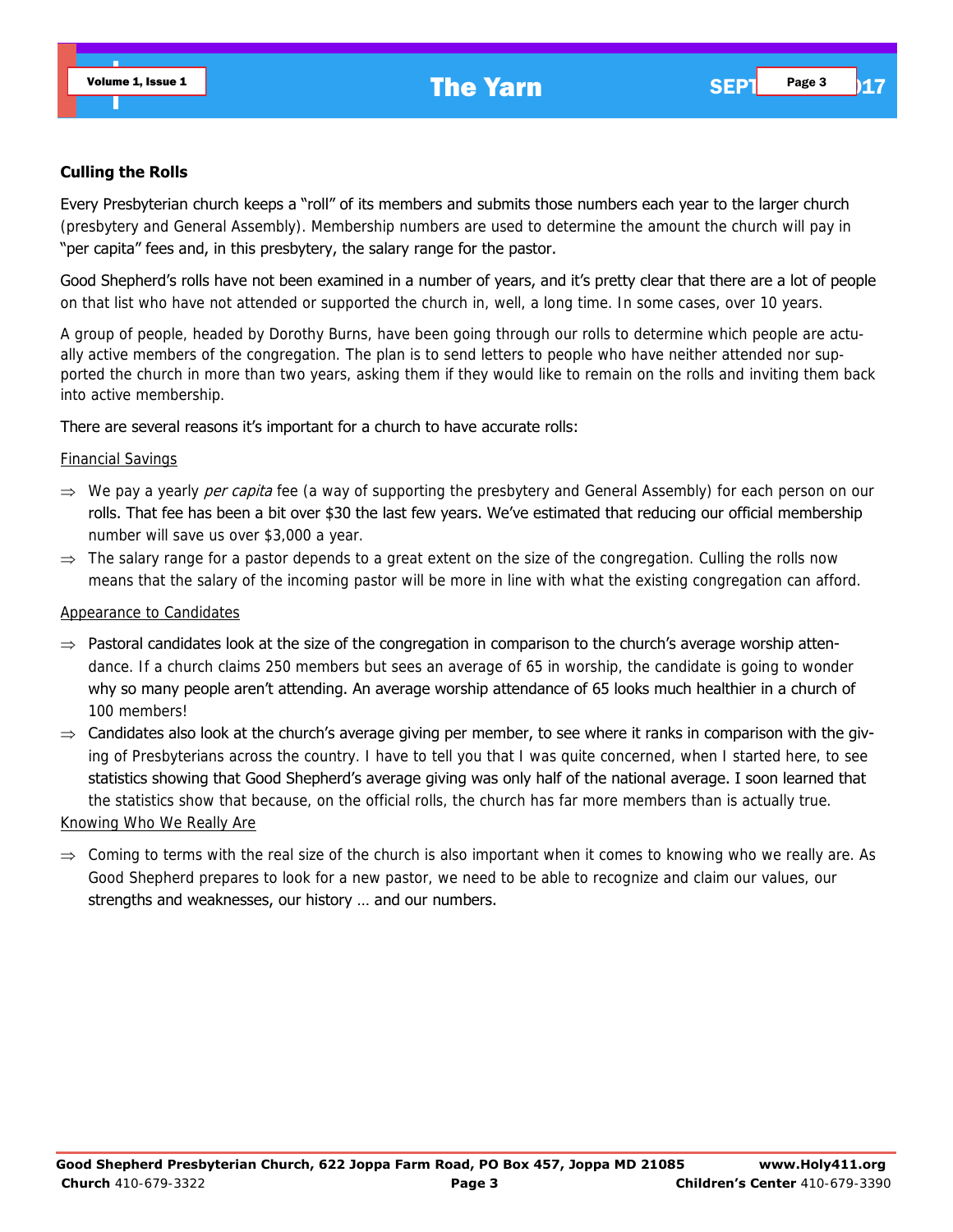### Culling the Rolls

Every Presbyterian church keeps a "roll" of its members and submits those numbers each year to the larger church (presbytery and General Assembly). Membership numbers are used to determine the amount the church will pay in "per capita" fees and, in this presbytery, the salary range for the pastor.

Good Shepherd's rolls have not been examined in a number of years, and it's pretty clear that there are a lot of people on that list who have not attended or supported the church in, well, a long time. In some cases, over 10 years.

A group of people, headed by Dorothy Burns, have been going through our rolls to determine which people are actually active members of the congregation. The plan is to send letters to people who have neither attended nor supported the church in more than two years, asking them if they would like to remain on the rolls and inviting them back into active membership.

There are several reasons it's important for a church to have accurate rolls:

<u>Financial Savings</u>

- ⇒ We pay a yearly *per capita* fee (a way of supporting the presbytery and General Assembly) for each person on our rolls. That fee has been a bit over $30 the last few years. We've estimated that reducing our official membership number will save us over $3,000 a year.
- ⇒ The salary range for a pastor depends to a great extent on the size of the congregation. Culling the rolls now means that the salary of the incoming pastor will be more in line with what the existing congregation can afford.

<u>Appearance to Candidates</u>

- ⇒ Pastoral candidates look at the size of the congregation in comparison to the church's average worship attendance. If a church claims 250 members but sees an average of 65 in worship, the candidate is going to wonder why so many people aren't attending. An average worship attendance of 65 looks much healthier in a church of 100 members!
- ⇒ Candidates also look at the church's average giving per member, to see where it ranks in comparison with the giving of Presbyterians across the country. I have to tell you that I was quite concerned, when I started here, to see statistics showing that Good Shepherd's average giving was only half of the national average. I soon learned that the statistics show that because, on the official rolls, the church has far more members than is actually true.

<u>Knowing Who We Really Are</u>

- ⇒ Coming to terms with the real size of the church is also important when it comes to knowing who we really are. As Good Shepherd prepares to look for a new pastor, we need to be able to recognize and claim our values, our strengths and weaknesses, our history … and our numbers.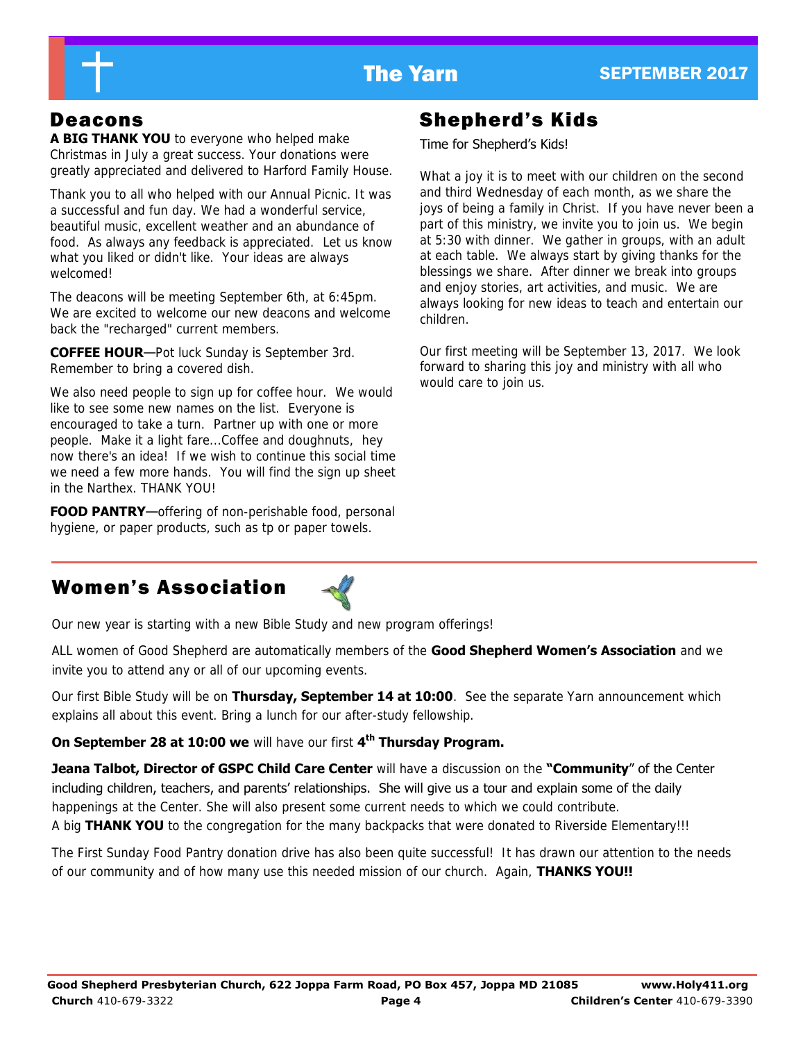## Deacons

**A BIG THANK YOU** to everyone who helped make Christmas in July a great success. Your donations were greatly appreciated and delivered to Harford Family House.

Thank you to all who helped with our Annual Picnic. It was a successful and fun day. We had a wonderful service, beautiful music, excellent weather and an abundance of food. As always any feedback is appreciated. Let us know what you liked or didn't like. Your ideas are always welcomed!

The deacons will be meeting September 6th, at 6:45pm. We are excited to welcome our new deacons and welcome back the "recharged" current members.

**COFFEE HOUR**—Pot luck Sunday is September 3rd. Remember to bring a covered dish.

We also need people to sign up for coffee hour. We would like to see some new names on the list. Everyone is encouraged to take a turn. Partner up with one or more people. Make it a light fare...Coffee and doughnuts, hey now there's an idea! If we wish to continue this social time we need a few more hands. You will find the sign up sheet in the Narthex. THANK YOU!

**FOOD PANTRY**—offering of non-perishable food, personal hygiene, or paper products, such as tp or paper towels.

## Shepherd's Kids

Time for Shepherd's Kids!

What a joy it is to meet with our children on the second and third Wednesday of each month, as we share the joys of being a family in Christ. If you have never been a part of this ministry, we invite you to join us. We begin at 5:30 with dinner. We gather in groups, with an adult at each table. We always start by giving thanks for the blessings we share. After dinner we break into groups and enjoy stories, art activities, and music. We are always looking for new ideas to teach and entertain our children.

Our first meeting will be September 13, 2017. We look forward to sharing this joy and ministry with all who would care to join us.

## Women's Association

Our new year is starting with a new Bible Study and new program offerings!

ALL women of Good Shepherd are automatically members of the **Good Shepherd Women's Association** and we invite you to attend any or all of our upcoming events.

Our first Bible Study will be on **Thursday, September 14 at 10:00**. See the separate Yarn announcement which explains all about this event. Bring a lunch for our after-study fellowship.

**On September 28 at 10:00 we** will have our first **4th Thursday Program.**

**Jeana Talbot, Director of GSPC Child Care Center** will have a discussion on the **"Community**" of the Center including children, teachers, and parents' relationships. She will give us a tour and explain some of the daily happenings at the Center. She will also present some current needs to which we could contribute.
A big **THANK YOU** to the congregation for the many backpacks that were donated to Riverside Elementary!!!

The First Sunday Food Pantry donation drive has also been quite successful! It has drawn our attention to the needs of our community and of how many use this needed mission of our church. Again, **THANKS YOU!!**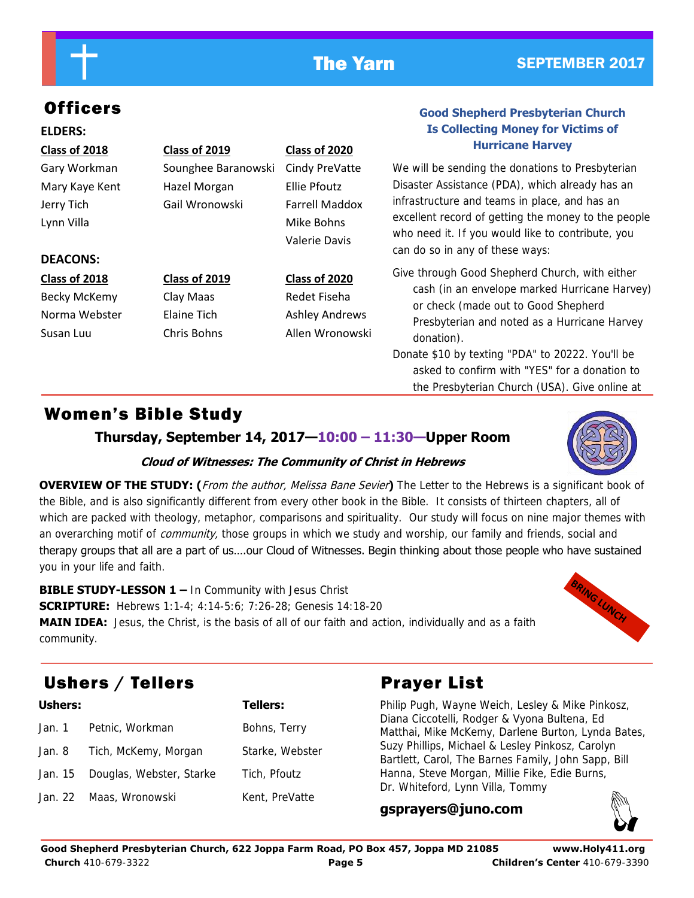# The Yarn

**SEPTEMBER 2017**

## Officers

**ELDERS:**

| Class of 2018 | Class of 2019 | Class of 2020 |
|---|---|---|
| Gary Workman | Sounghee Baranowski | Cindy PreVatte |
| Mary Kaye Kent | Hazel Morgan | Ellie Pfoutz |
| Jerry Tich | Gail Wronowski | Farrell Maddox |
| Lynn Villa | | Mike Bohns |
| | | Valerie Davis |

**DEACONS:**

| Class of 2018 | Class of 2019 | Class of 2020 |
|---|---|---|
| Becky McKemy | Clay Maas | Redet Fiseha |
| Norma Webster | Elaine Tich | Ashley Andrews |
| Susan Luu | Chris Bohns | Allen Wronowski |

### Good Shepherd Presbyterian Church Is Collecting Money for Victims of Hurricane Harvey

We will be sending the donations to Presbyterian Disaster Assistance (PDA), which already has an infrastructure and teams in place, and has an excellent record of getting the money to the people who need it. If you would like to contribute, you can do so in any of these ways:

Give through Good Shepherd Church, with either cash (in an envelope marked Hurricane Harvey) or check (made out to Good Shepherd Presbyterian and noted as a Hurricane Harvey donation).

Donate $10 by texting "PDA" to 20222. You'll be asked to confirm with "YES" for a donation to the Presbyterian Church (USA). Give online at

## Women's Bible Study

**Thursday, September 14, 2017—10:00 – 11:30—Upper Room**

***Cloud of Witnesses: The Community of Christ in Hebrews***

**OVERVIEW OF THE STUDY: (***From the author, Melissa Bane Sevier***)** The Letter to the Hebrews is a significant book of the Bible, and is also significantly different from every other book in the Bible. It consists of thirteen chapters, all of which are packed with theology, metaphor, comparisons and spirituality. Our study will focus on nine major themes with an overarching motif of *community,* those groups in which we study and worship, our family and friends, social and therapy groups that all are a part of us….our Cloud of Witnesses. Begin thinking about those people who have sustained you in your life and faith.

**BIBLE STUDY-LESSON 1 –** In Community with Jesus Christ
**SCRIPTURE:** Hebrews 1:1-4; 4:14-5:6; 7:26-28; Genesis 14:18-20
**MAIN IDEA:** Jesus, the Christ, is the basis of all of our faith and action, individually and as a faith community.

BRING LUNCH

## Ushers / Tellers

| | Ushers: | Tellers: |
|---|---|---|
| Jan. 1 | Petnic, Workman | Bohns, Terry |
| Jan. 8 | Tich, McKemy, Morgan | Starke, Webster |
| Jan. 15 | Douglas, Webster, Starke | Tich, Pfoutz |
| Jan. 22 | Maas, Wronowski | Kent, PreVatte |

## Prayer List

Philip Pugh, Wayne Weich, Lesley & Mike Pinkosz, Diana Ciccotelli, Rodger & Vyona Bultena, Ed Matthai, Mike McKemy, Darlene Burton, Lynda Bates, Suzy Phillips, Michael & Lesley Pinkosz, Carolyn Bartlett, Carol, The Barnes Family, John Sapp, Bill Hanna, Steve Morgan, Millie Fike, Edie Burns, Dr. Whiteford, Lynn Villa, Tommy

**gsprayers@juno.com**

**Good Shepherd Presbyterian Church, 622 Joppa Farm Road, PO Box 457, Joppa MD 21085** **www.Holy411.org**
**Church** 410-679-3322 **Children's Center** 410-679-3390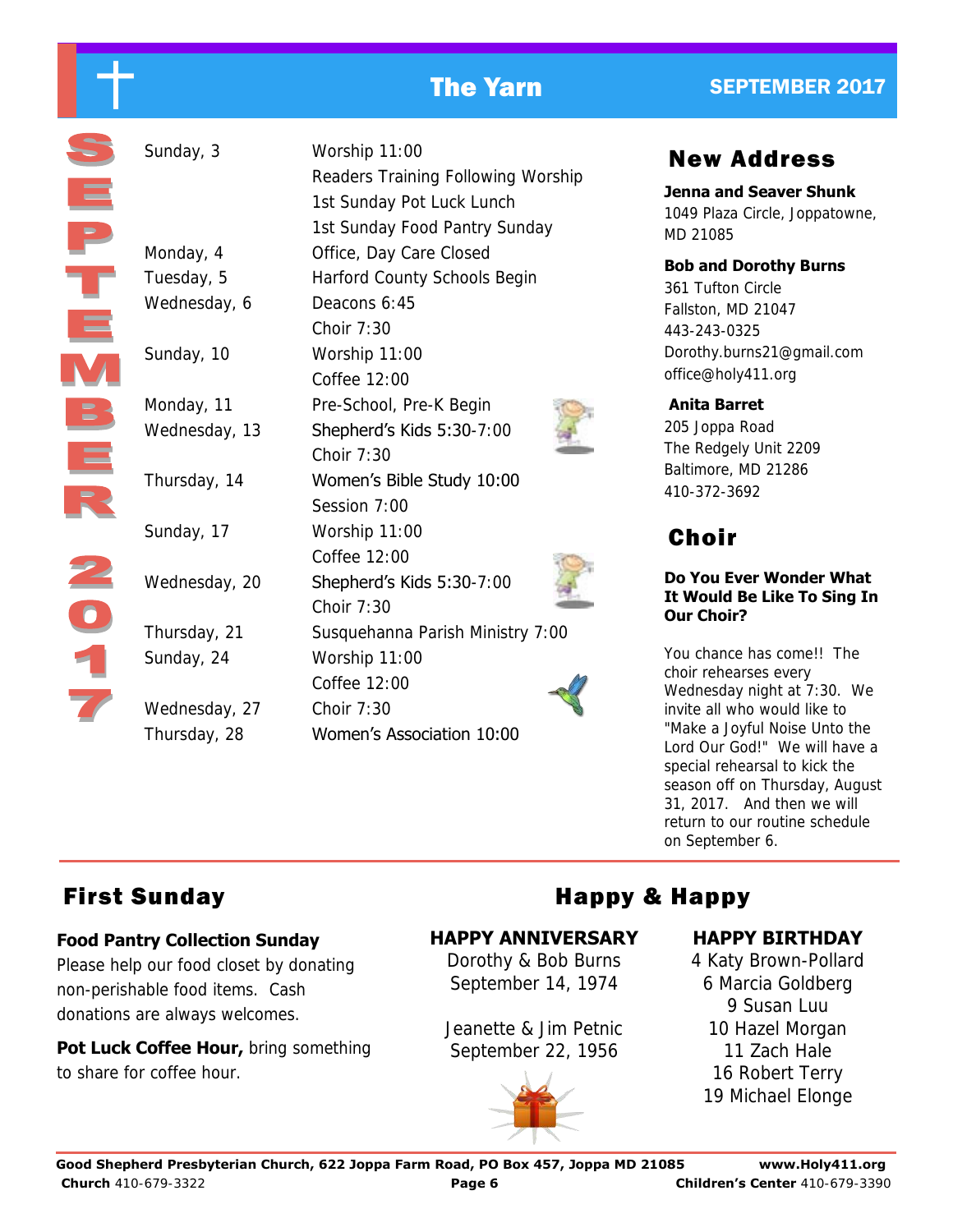# The Yarn

SEPTEMBER 2017

## September 2017

| | |
|---|---|
| Sunday, 3 | Worship 11:00 |
| | Readers Training Following Worship |
| | 1st Sunday Pot Luck Lunch |
| | 1st Sunday Food Pantry Sunday |
| Monday, 4 | Office, Day Care Closed |
| Tuesday, 5 | Harford County Schools Begin |
| Wednesday, 6 | Deacons 6:45 |
| | Choir 7:30 |
| Sunday, 10 | Worship 11:00 |
| | Coffee 12:00 |
| Monday, 11 | Pre-School, Pre-K Begin |
| Wednesday, 13 | Shepherd's Kids 5:30-7:00 |
| | Choir 7:30 |
| Thursday, 14 | Women's Bible Study 10:00 |
| | Session 7:00 |
| Sunday, 17 | Worship 11:00 |
| | Coffee 12:00 |
| Wednesday, 20 | Shepherd's Kids 5:30-7:00 |
| | Choir 7:30 |
| Thursday, 21 | Susquehanna Parish Ministry 7:00 |
| Sunday, 24 | Worship 11:00 |
| | Coffee 12:00 |
| Wednesday, 27 | Choir 7:30 |
| Thursday, 28 | Women's Association 10:00 |

## New Address

**Jenna and Seaver Shunk**
1049 Plaza Circle, Joppatowne, MD 21085

**Bob and Dorothy Burns**
361 Tufton Circle
Fallston, MD 21047
443-243-0325
Dorothy.burns21@gmail.com
office@holy411.org

**Anita Barret**
205 Joppa Road
The Redgely Unit 2209
Baltimore, MD 21286
410-372-3692

## Choir

**Do You Ever Wonder What It Would Be Like To Sing In Our Choir?**

You chance has come!! The choir rehearses every Wednesday night at 7:30. We invite all who would like to "Make a Joyful Noise Unto the Lord Our God!" We will have a special rehearsal to kick the season off on Thursday, August 31, 2017. And then we will return to our routine schedule on September 6.

## First Sunday

**Food Pantry Collection Sunday**
Please help our food closet by donating non-perishable food items. Cash donations are always welcomes.

**Pot Luck Coffee Hour,** bring something to share for coffee hour.

## Happy & Happy

**HAPPY ANNIVERSARY**

Dorothy & Bob Burns
September 14, 1974

Jeanette & Jim Petnic
September 22, 1956

**HAPPY BIRTHDAY**

4 Katy Brown-Pollard
6 Marcia Goldberg
9 Susan Luu
10 Hazel Morgan
11 Zach Hale
16 Robert Terry
19 Michael Elonge

**Good Shepherd Presbyterian Church, 622 Joppa Farm Road, PO Box 457, Joppa MD 21085** **www.Holy411.org**
**Church** 410-679-3322 **Children's Center** 410-679-3390